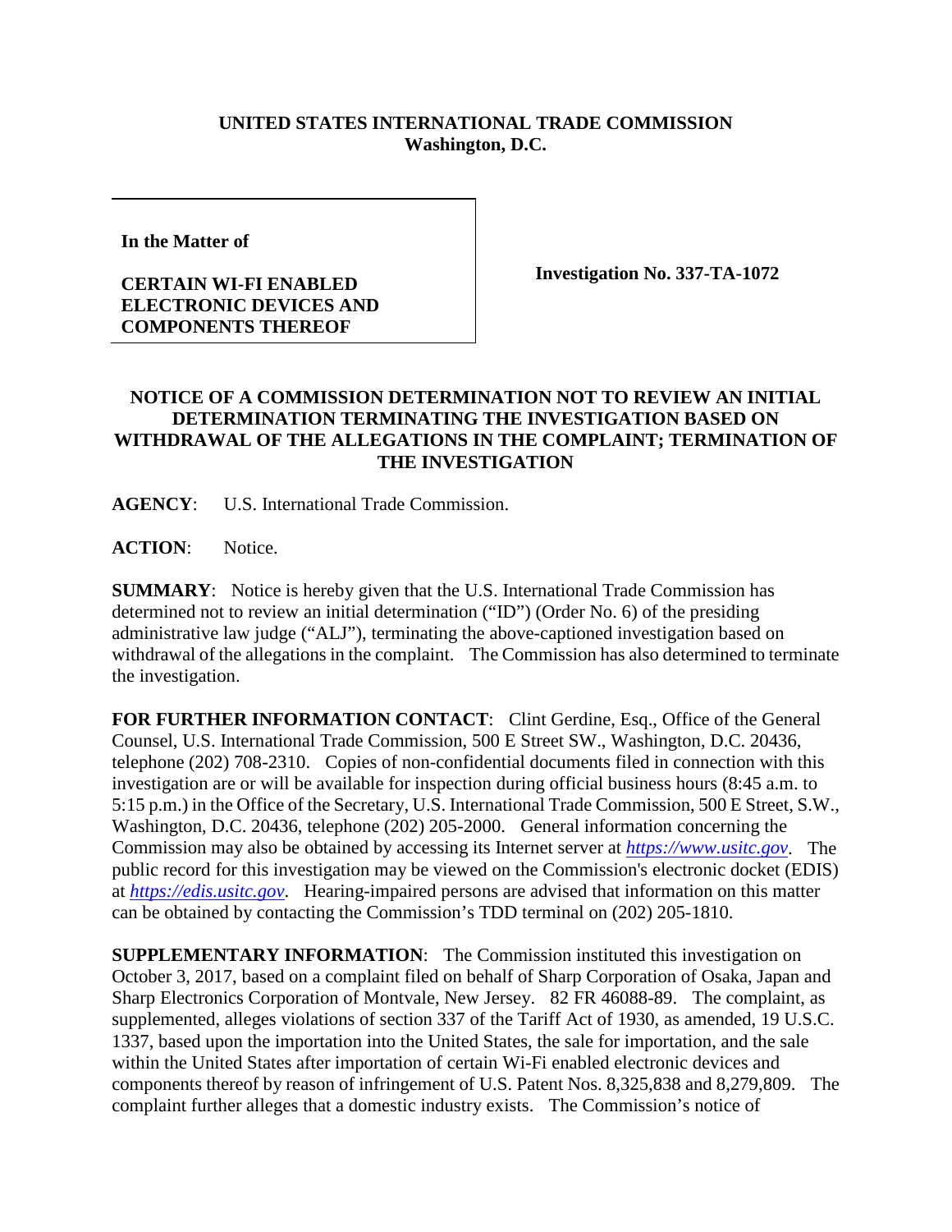**UNITED STATES INTERNATIONAL TRADE COMMISSION**
**Washington, D.C.**

| | |
|---|---|
| **In the Matter of**<br><br>**CERTAIN WI-FI ENABLED ELECTRONIC DEVICES AND COMPONENTS THEREOF** | **Investigation No. 337-TA-1072** |

## NOTICE OF A COMMISSION DETERMINATION NOT TO REVIEW AN INITIAL DETERMINATION TERMINATING THE INVESTIGATION BASED ON WITHDRAWAL OF THE ALLEGATIONS IN THE COMPLAINT; TERMINATION OF THE INVESTIGATION

**AGENCY**: U.S. International Trade Commission.

**ACTION**: Notice.

**SUMMARY**: Notice is hereby given that the U.S. International Trade Commission has determined not to review an initial determination ("ID") (Order No. 6) of the presiding administrative law judge ("ALJ"), terminating the above-captioned investigation based on withdrawal of the allegations in the complaint. The Commission has also determined to terminate the investigation.

**FOR FURTHER INFORMATION CONTACT**: Clint Gerdine, Esq., Office of the General Counsel, U.S. International Trade Commission, 500 E Street SW., Washington, D.C. 20436, telephone (202) 708-2310. Copies of non-confidential documents filed in connection with this investigation are or will be available for inspection during official business hours (8:45 a.m. to 5:15 p.m.) in the Office of the Secretary, U.S. International Trade Commission, 500 E Street, S.W., Washington, D.C. 20436, telephone (202) 205-2000. General information concerning the Commission may also be obtained by accessing its Internet server at *https://www.usitc.gov*. The public record for this investigation may be viewed on the Commission's electronic docket (EDIS) at *https://edis.usitc.gov*. Hearing-impaired persons are advised that information on this matter can be obtained by contacting the Commission's TDD terminal on (202) 205-1810.

**SUPPLEMENTARY INFORMATION**: The Commission instituted this investigation on October 3, 2017, based on a complaint filed on behalf of Sharp Corporation of Osaka, Japan and Sharp Electronics Corporation of Montvale, New Jersey. 82 FR 46088-89. The complaint, as supplemented, alleges violations of section 337 of the Tariff Act of 1930, as amended, 19 U.S.C. 1337, based upon the importation into the United States, the sale for importation, and the sale within the United States after importation of certain Wi-Fi enabled electronic devices and components thereof by reason of infringement of U.S. Patent Nos. 8,325,838 and 8,279,809. The complaint further alleges that a domestic industry exists. The Commission's notice of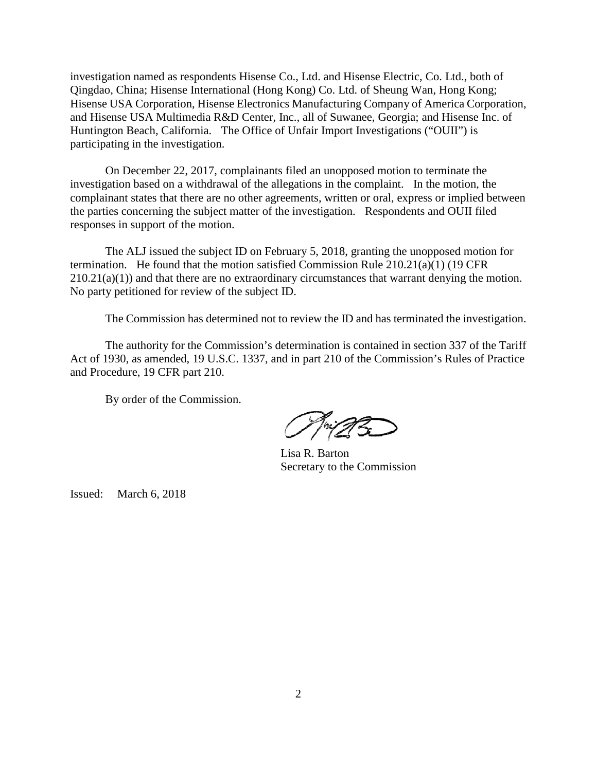investigation named as respondents Hisense Co., Ltd. and Hisense Electric, Co. Ltd., both of Qingdao, China; Hisense International (Hong Kong) Co. Ltd. of Sheung Wan, Hong Kong; Hisense USA Corporation, Hisense Electronics Manufacturing Company of America Corporation, and Hisense USA Multimedia R&D Center, Inc., all of Suwanee, Georgia; and Hisense Inc. of Huntington Beach, California. The Office of Unfair Import Investigations ("OUII") is participating in the investigation.

On December 22, 2017, complainants filed an unopposed motion to terminate the investigation based on a withdrawal of the allegations in the complaint. In the motion, the complainant states that there are no other agreements, written or oral, express or implied between the parties concerning the subject matter of the investigation. Respondents and OUII filed responses in support of the motion.

The ALJ issued the subject ID on February 5, 2018, granting the unopposed motion for termination. He found that the motion satisfied Commission Rule 210.21(a)(1) (19 CFR 210.21(a)(1)) and that there are no extraordinary circumstances that warrant denying the motion. No party petitioned for review of the subject ID.

The Commission has determined not to review the ID and has terminated the investigation.

The authority for the Commission's determination is contained in section 337 of the Tariff Act of 1930, as amended, 19 U.S.C. 1337, and in part 210 of the Commission's Rules of Practice and Procedure, 19 CFR part 210.

By order of the Commission.

Lisa R. Barton
Secretary to the Commission

Issued: March 6, 2018